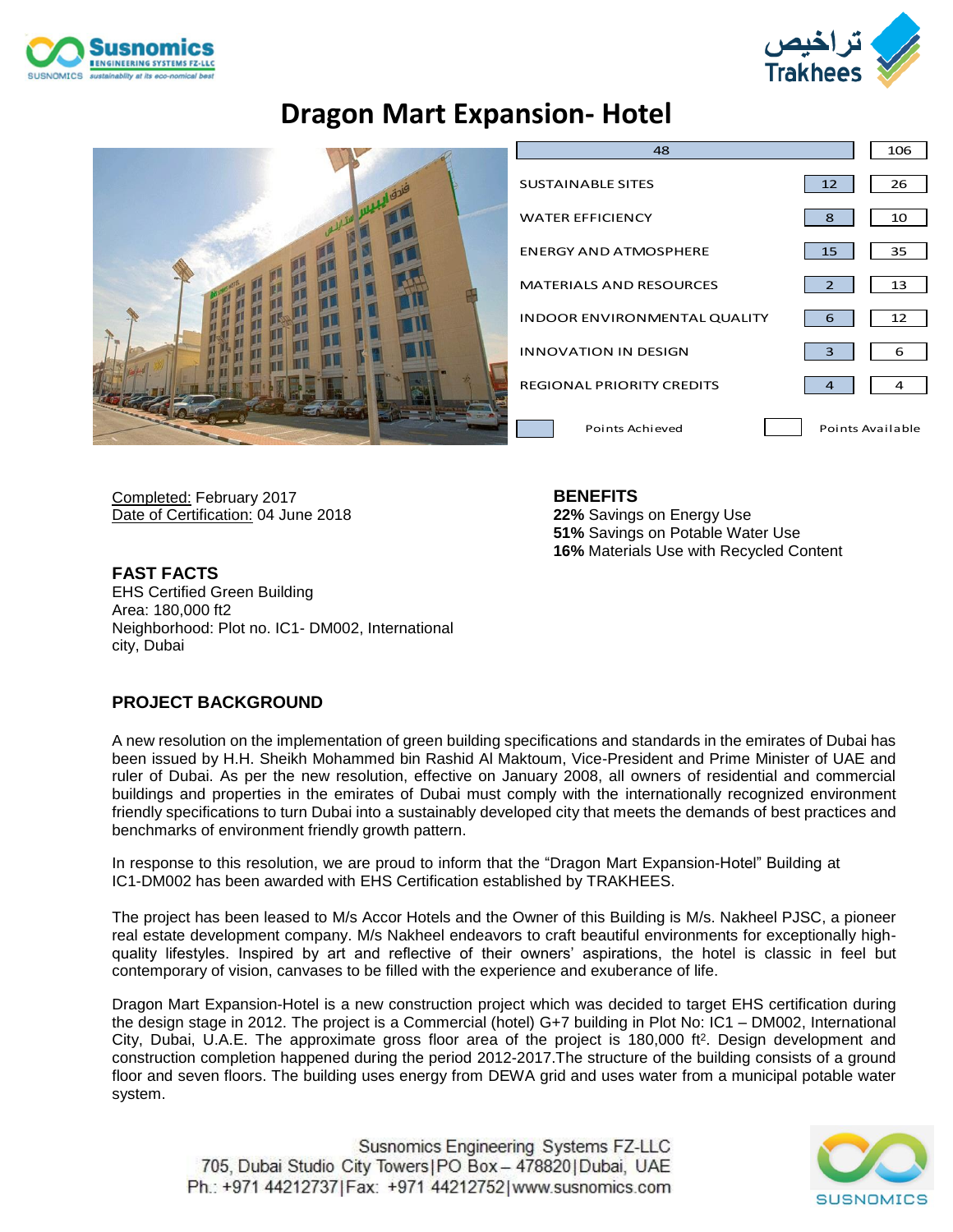# Dragon Mart Expansion- Hotel

| Category | Points Achieved | Points Available |
|---|---|---|
| | 48 | 106 |
| SUSTAINABLE SITES | 12 | 26 |
| WATER EFFICIENCY | 8 | 10 |
| ENERGY AND ATMOSPHERE | 15 | 35 |
| MATERIALS AND RESOURCES | 2 | 13 |
| INDOOR ENVIRONMENTAL QUALITY | 6 | 12 |
| INNOVATION IN DESIGN | 3 | 6 |
| REGIONAL PRIORITY CREDITS | 4 | 4 |

Completed: February 2017
Date of Certification: 04 June 2018

### FAST FACTS

EHS Certified Green Building
Area: 180,000 ft2
Neighborhood: Plot no. IC1- DM002, International city, Dubai

### BENEFITS

**22%** Savings on Energy Use
**51%** Savings on Potable Water Use
**16%** Materials Use with Recycled Content

### PROJECT BACKGROUND

A new resolution on the implementation of green building specifications and standards in the emirates of Dubai has been issued by H.H. Sheikh Mohammed bin Rashid Al Maktoum, Vice-President and Prime Minister of UAE and ruler of Dubai. As per the new resolution, effective on January 2008, all owners of residential and commercial buildings and properties in the emirates of Dubai must comply with the internationally recognized environment friendly specifications to turn Dubai into a sustainably developed city that meets the demands of best practices and benchmarks of environment friendly growth pattern.

In response to this resolution, we are proud to inform that the "Dragon Mart Expansion-Hotel" Building at IC1-DM002 has been awarded with EHS Certification established by TRAKHEES.

The project has been leased to M/s Accor Hotels and the Owner of this Building is M/s. Nakheel PJSC, a pioneer real estate development company. M/s Nakheel endeavors to craft beautiful environments for exceptionally high-quality lifestyles. Inspired by art and reflective of their owners' aspirations, the hotel is classic in feel but contemporary of vision, canvases to be filled with the experience and exuberance of life.

Dragon Mart Expansion-Hotel is a new construction project which was decided to target EHS certification during the design stage in 2012. The project is a Commercial (hotel) G+7 building in Plot No: IC1 – DM002, International City, Dubai, U.A.E. The approximate gross floor area of the project is 180,000 ft$^2$. Design development and construction completion happened during the period 2012-2017.The structure of the building consists of a ground floor and seven floors. The building uses energy from DEWA grid and uses water from a municipal potable water system.

Susnomics Engineering Systems FZ-LLC
705, Dubai Studio City Towers|PO Box – 478820|Dubai, UAE
Ph.: +971 44212737|Fax: +971 44212752|www.susnomics.com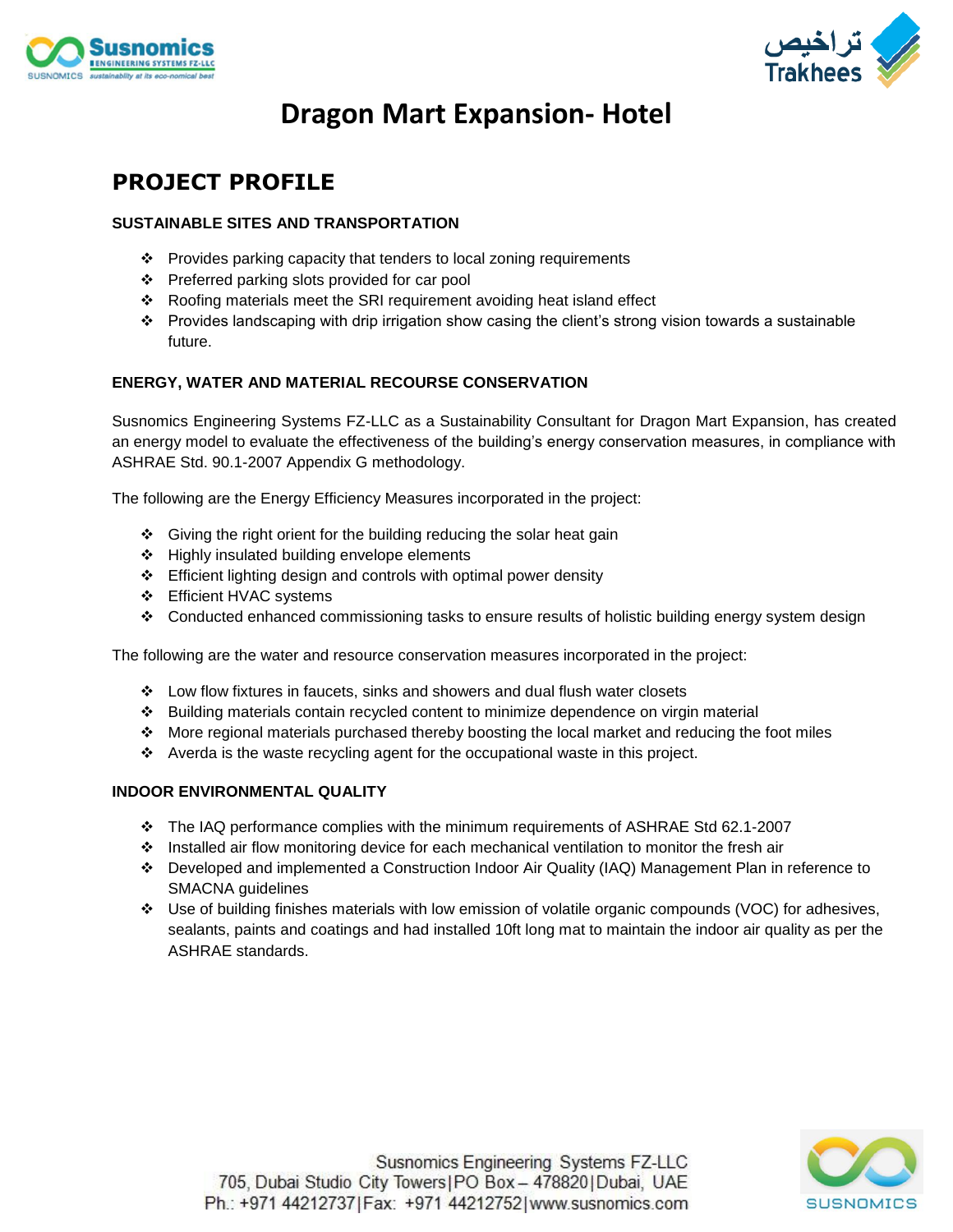# Dragon Mart Expansion- Hotel

## PROJECT PROFILE

### SUSTAINABLE SITES AND TRANSPORTATION

- Provides parking capacity that tenders to local zoning requirements
- Preferred parking slots provided for car pool
- Roofing materials meet the SRI requirement avoiding heat island effect
- Provides landscaping with drip irrigation show casing the client's strong vision towards a sustainable future.

### ENERGY, WATER AND MATERIAL RECOURSE CONSERVATION

Susnomics Engineering Systems FZ-LLC as a Sustainability Consultant for Dragon Mart Expansion, has created an energy model to evaluate the effectiveness of the building's energy conservation measures, in compliance with ASHRAE Std. 90.1-2007 Appendix G methodology.

The following are the Energy Efficiency Measures incorporated in the project:

- Giving the right orient for the building reducing the solar heat gain
- Highly insulated building envelope elements
- Efficient lighting design and controls with optimal power density
- Efficient HVAC systems
- Conducted enhanced commissioning tasks to ensure results of holistic building energy system design

The following are the water and resource conservation measures incorporated in the project:

- Low flow fixtures in faucets, sinks and showers and dual flush water closets
- Building materials contain recycled content to minimize dependence on virgin material
- More regional materials purchased thereby boosting the local market and reducing the foot miles
- Averda is the waste recycling agent for the occupational waste in this project.

### INDOOR ENVIRONMENTAL QUALITY

- The IAQ performance complies with the minimum requirements of ASHRAE Std 62.1-2007
- Installed air flow monitoring device for each mechanical ventilation to monitor the fresh air
- Developed and implemented a Construction Indoor Air Quality (IAQ) Management Plan in reference to SMACNA guidelines
- Use of building finishes materials with low emission of volatile organic compounds (VOC) for adhesives, sealants, paints and coatings and had installed 10ft long mat to maintain the indoor air quality as per the ASHRAE standards.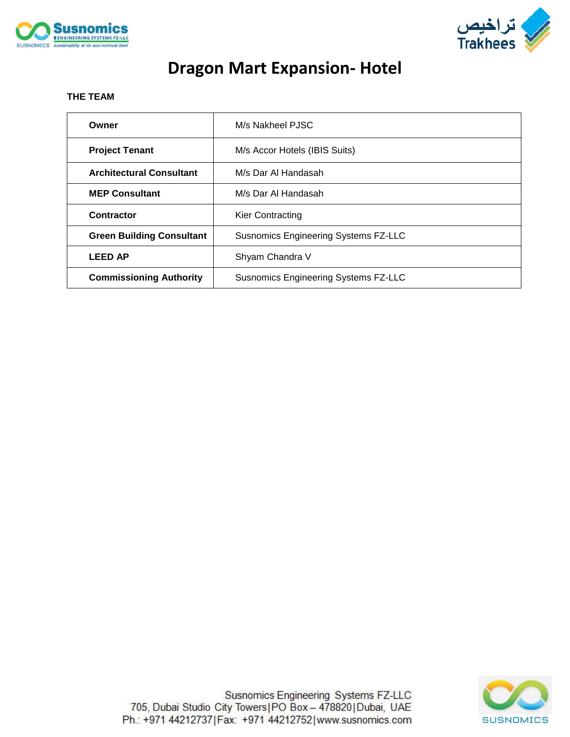# Dragon Mart Expansion- Hotel

**THE TEAM**

| | |
|---|---|
| **Owner** | M/s Nakheel PJSC |
| **Project Tenant** | M/s Accor Hotels (IBIS Suits) |
| **Architectural Consultant** | M/s Dar Al Handasah |
| **MEP Consultant** | M/s Dar Al Handasah |
| **Contractor** | Kier Contracting |
| **Green Building Consultant** | Susnomics Engineering Systems FZ-LLC |
| **LEED AP** | Shyam Chandra V |
| **Commissioning Authority** | Susnomics Engineering Systems FZ-LLC |